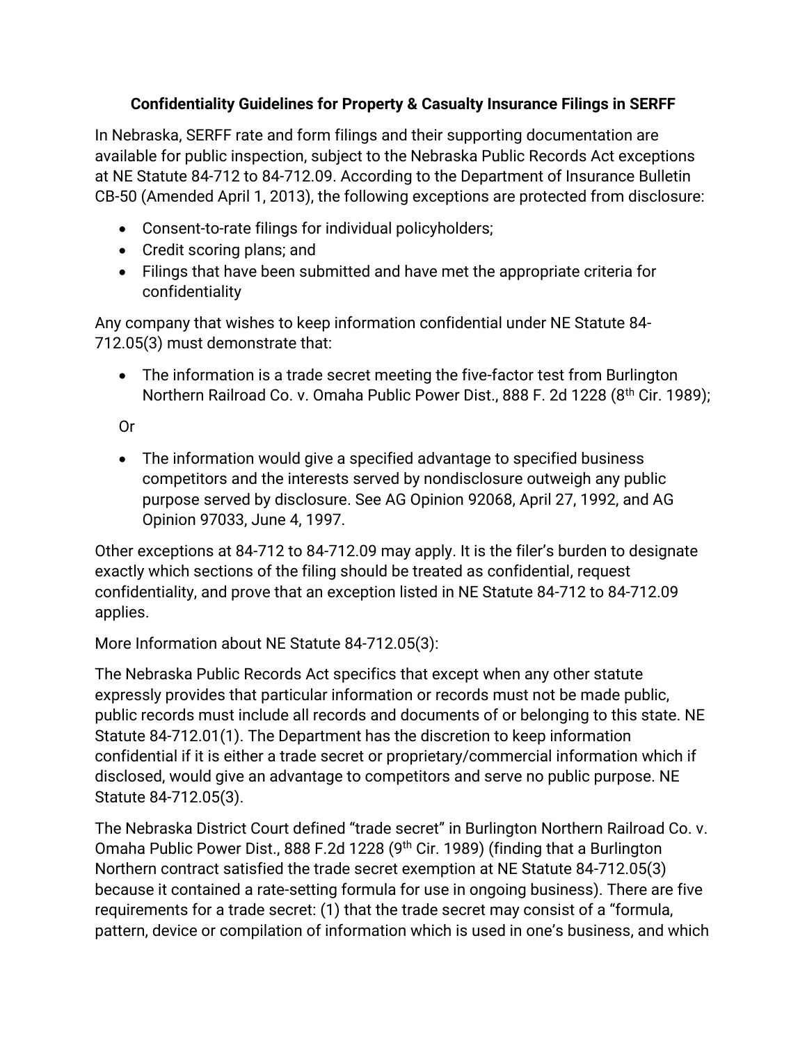**Confidentiality Guidelines for Property & Casualty Insurance Filings in SERFF**

In Nebraska, SERFF rate and form filings and their supporting documentation are available for public inspection, subject to the Nebraska Public Records Act exceptions at NE Statute 84-712 to 84-712.09. According to the Department of Insurance Bulletin CB-50 (Amended April 1, 2013), the following exceptions are protected from disclosure:

- Consent-to-rate filings for individual policyholders;
- Credit scoring plans; and
- Filings that have been submitted and have met the appropriate criteria for confidentiality

Any company that wishes to keep information confidential under NE Statute 84-712.05(3) must demonstrate that:

- The information is a trade secret meeting the five-factor test from Burlington Northern Railroad Co. v. Omaha Public Power Dist., 888 F. 2d 1228 (8th Cir. 1989);

Or

- The information would give a specified advantage to specified business competitors and the interests served by nondisclosure outweigh any public purpose served by disclosure. See AG Opinion 92068, April 27, 1992, and AG Opinion 97033, June 4, 1997.

Other exceptions at 84-712 to 84-712.09 may apply. It is the filer's burden to designate exactly which sections of the filing should be treated as confidential, request confidentiality, and prove that an exception listed in NE Statute 84-712 to 84-712.09 applies.

More Information about NE Statute 84-712.05(3):

The Nebraska Public Records Act specifics that except when any other statute expressly provides that particular information or records must not be made public, public records must include all records and documents of or belonging to this state. NE Statute 84-712.01(1). The Department has the discretion to keep information confidential if it is either a trade secret or proprietary/commercial information which if disclosed, would give an advantage to competitors and serve no public purpose. NE Statute 84-712.05(3).

The Nebraska District Court defined "trade secret" in Burlington Northern Railroad Co. v. Omaha Public Power Dist., 888 F.2d 1228 (9th Cir. 1989) (finding that a Burlington Northern contract satisfied the trade secret exemption at NE Statute 84-712.05(3) because it contained a rate-setting formula for use in ongoing business). There are five requirements for a trade secret: (1) that the trade secret may consist of a "formula, pattern, device or compilation of information which is used in one's business, and which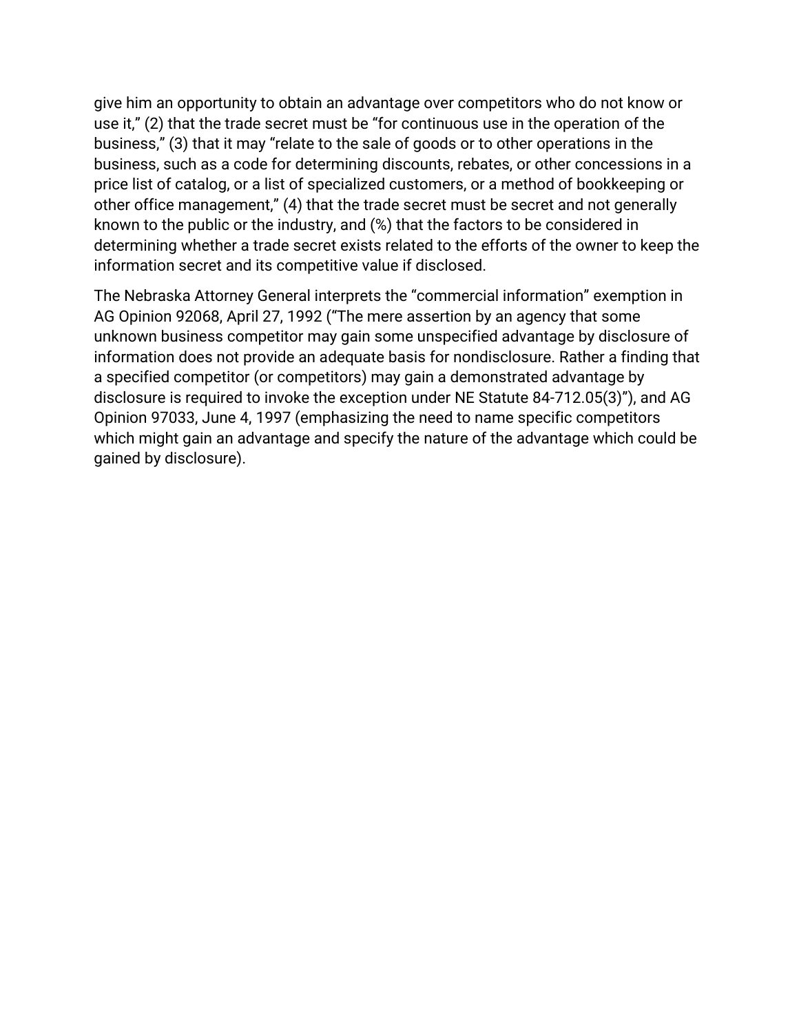give him an opportunity to obtain an advantage over competitors who do not know or use it," (2) that the trade secret must be "for continuous use in the operation of the business," (3) that it may "relate to the sale of goods or to other operations in the business, such as a code for determining discounts, rebates, or other concessions in a price list of catalog, or a list of specialized customers, or a method of bookkeeping or other office management," (4) that the trade secret must be secret and not generally known to the public or the industry, and (%) that the factors to be considered in determining whether a trade secret exists related to the efforts of the owner to keep the information secret and its competitive value if disclosed.

The Nebraska Attorney General interprets the "commercial information" exemption in AG Opinion 92068, April 27, 1992 ("The mere assertion by an agency that some unknown business competitor may gain some unspecified advantage by disclosure of information does not provide an adequate basis for nondisclosure. Rather a finding that a specified competitor (or competitors) may gain a demonstrated advantage by disclosure is required to invoke the exception under NE Statute 84-712.05(3)"), and AG Opinion 97033, June 4, 1997 (emphasizing the need to name specific competitors which might gain an advantage and specify the nature of the advantage which could be gained by disclosure).